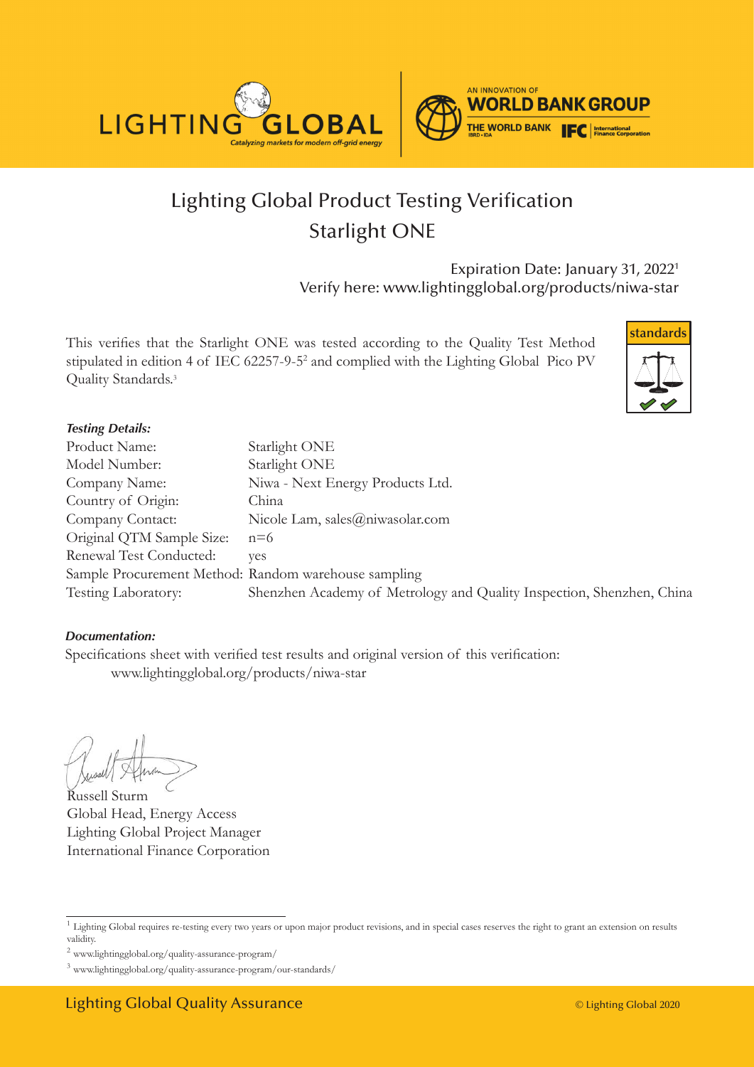# Lighting Global Product Testing Verification
## Starlight ONE

Expiration Date: January 31, 2022[1]
Verify here: www.lightingglobal.org/products/niwa-star

This verifies that the Starlight ONE was tested according to the Quality Test Method stipulated in edition 4 of IEC 62257-9-5[2] and complied with the Lighting Global Pico PV Quality Standards.[3]

***Testing Details:***

Product Name: Starlight ONE
Model Number: Starlight ONE
Company Name: Niwa - Next Energy Products Ltd.
Country of Origin: China
Company Contact: Nicole Lam, sales@niwasolar.com
Original QTM Sample Size: n=6
Renewal Test Conducted: yes
Sample Procurement Method: Random warehouse sampling
Testing Laboratory: Shenzhen Academy of Metrology and Quality Inspection, Shenzhen, China

***Documentation:***

Specifications sheet with verified test results and original version of this verification:
www.lightingglobal.org/products/niwa-star

Russell Sturm
Global Head, Energy Access
Lighting Global Project Manager
International Finance Corporation

[1] Lighting Global requires re-testing every two years or upon major product revisions, and in special cases reserves the right to grant an extension on results validity.

[2] www.lightingglobal.org/quality-assurance-program/

[3] www.lightingglobal.org/quality-assurance-program/our-standards/

Lighting Global Quality Assurance

© Lighting Global 2020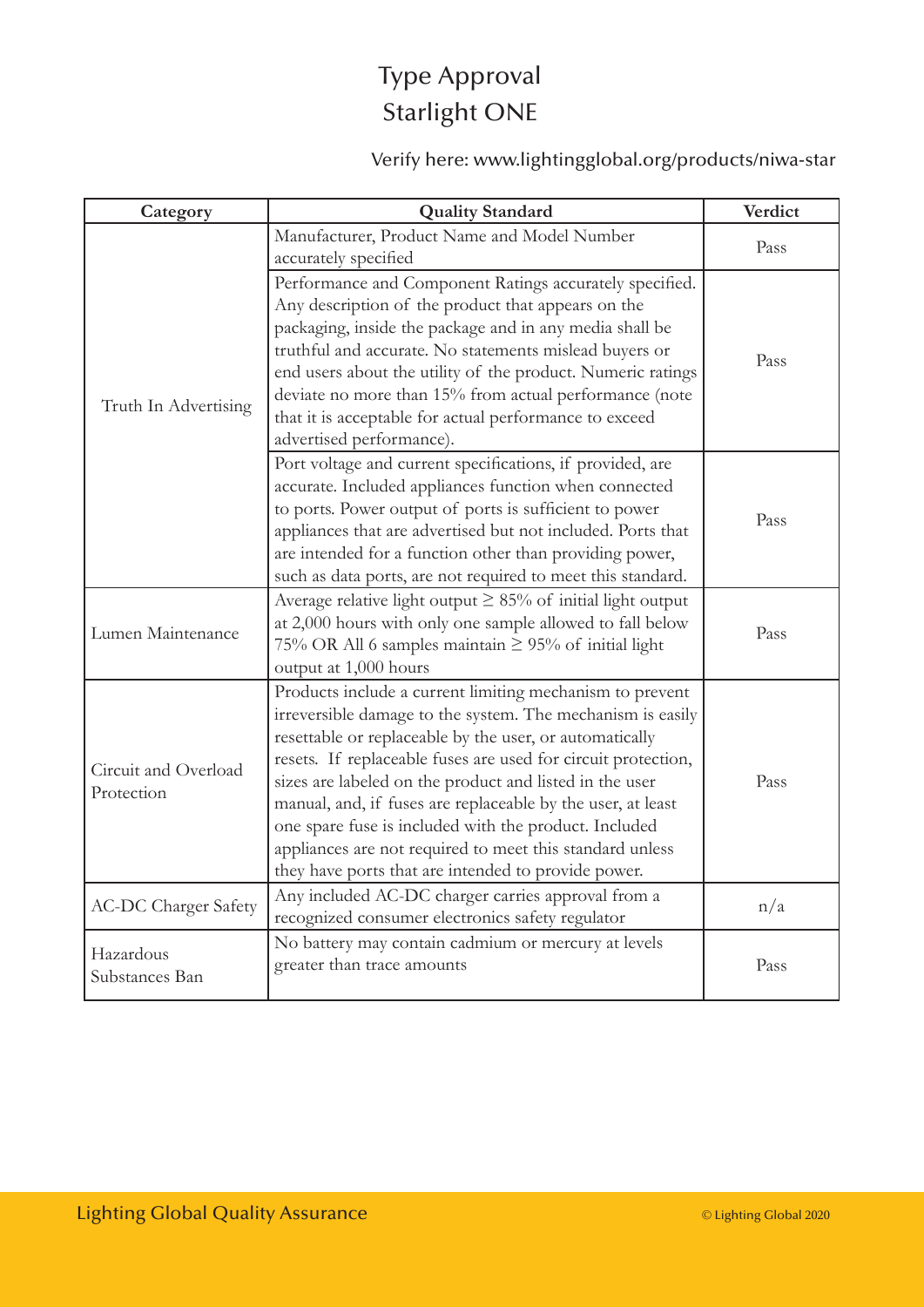# Type Approval
# Starlight ONE

Verify here: www.lightingglobal.org/products/niwa-star

| Category | Quality Standard | Verdict |
|---|---|---|
| Truth In Advertising | Manufacturer, Product Name and Model Number accurately specified | Pass |
| | Performance and Component Ratings accurately specified. Any description of the product that appears on the packaging, inside the package and in any media shall be truthful and accurate. No statements mislead buyers or end users about the utility of the product. Numeric ratings deviate no more than 15% from actual performance (note that it is acceptable for actual performance to exceed advertised performance). | Pass |
| | Port voltage and current specifications, if provided, are accurate. Included appliances function when connected to ports. Power output of ports is sufficient to power appliances that are advertised but not included. Ports that are intended for a function other than providing power, such as data ports, are not required to meet this standard. | Pass |
| Lumen Maintenance | Average relative light output ≥ 85% of initial light output at 2,000 hours with only one sample allowed to fall below 75% OR All 6 samples maintain ≥ 95% of initial light output at 1,000 hours | Pass |
| Circuit and Overload Protection | Products include a current limiting mechanism to prevent irreversible damage to the system. The mechanism is easily resettable or replaceable by the user, or automatically resets. If replaceable fuses are used for circuit protection, sizes are labeled on the product and listed in the user manual, and, if fuses are replaceable by the user, at least one spare fuse is included with the product. Included appliances are not required to meet this standard unless they have ports that are intended to provide power. | Pass |
| AC-DC Charger Safety | Any included AC-DC charger carries approval from a recognized consumer electronics safety regulator | n/a |
| Hazardous Substances Ban | No battery may contain cadmium or mercury at levels greater than trace amounts | Pass |

Lighting Global Quality Assurance

© Lighting Global 2020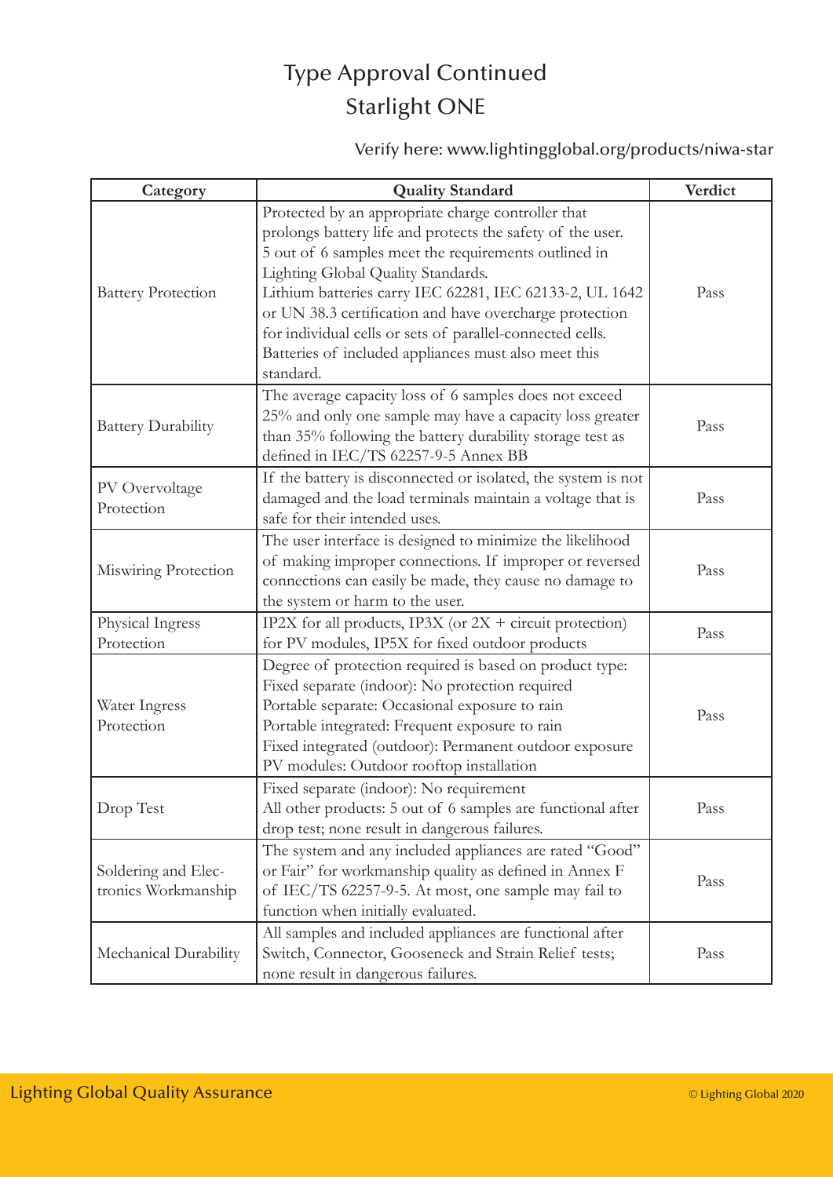# Type Approval Continued
# Starlight ONE

Verify here: www.lightingglobal.org/products/niwa-star

| Category | Quality Standard | Verdict |
|---|---|---|
| Battery Protection | Protected by an appropriate charge controller that prolongs battery life and protects the safety of the user. 5 out of 6 samples meet the requirements outlined in Lighting Global Quality Standards. Lithium batteries carry IEC 62281, IEC 62133-2, UL 1642 or UN 38.3 certification and have overcharge protection for individual cells or sets of parallel-connected cells. Batteries of included appliances must also meet this standard. | Pass |
| Battery Durability | The average capacity loss of 6 samples does not exceed 25% and only one sample may have a capacity loss greater than 35% following the battery durability storage test as defined in IEC/TS 62257-9-5 Annex BB | Pass |
| PV Overvoltage Protection | If the battery is disconnected or isolated, the system is not damaged and the load terminals maintain a voltage that is safe for their intended uses. | Pass |
| Miswiring Protection | The user interface is designed to minimize the likelihood of making improper connections. If improper or reversed connections can easily be made, they cause no damage to the system or harm to the user. | Pass |
| Physical Ingress Protection | IP2X for all products, IP3X (or 2X + circuit protection) for PV modules, IP5X for fixed outdoor products | Pass |
| Water Ingress Protection | Degree of protection required is based on product type: Fixed separate (indoor): No protection required Portable separate: Occasional exposure to rain Portable integrated: Frequent exposure to rain Fixed integrated (outdoor): Permanent outdoor exposure PV modules: Outdoor rooftop installation | Pass |
| Drop Test | Fixed separate (indoor): No requirement All other products: 5 out of 6 samples are functional after drop test; none result in dangerous failures. | Pass |
| Soldering and Electronics Workmanship | The system and any included appliances are rated "Good" or Fair" for workmanship quality as defined in Annex F of IEC/TS 62257-9-5. At most, one sample may fail to function when initially evaluated. | Pass |
| Mechanical Durability | All samples and included appliances are functional after Switch, Connector, Gooseneck and Strain Relief tests; none result in dangerous failures. | Pass |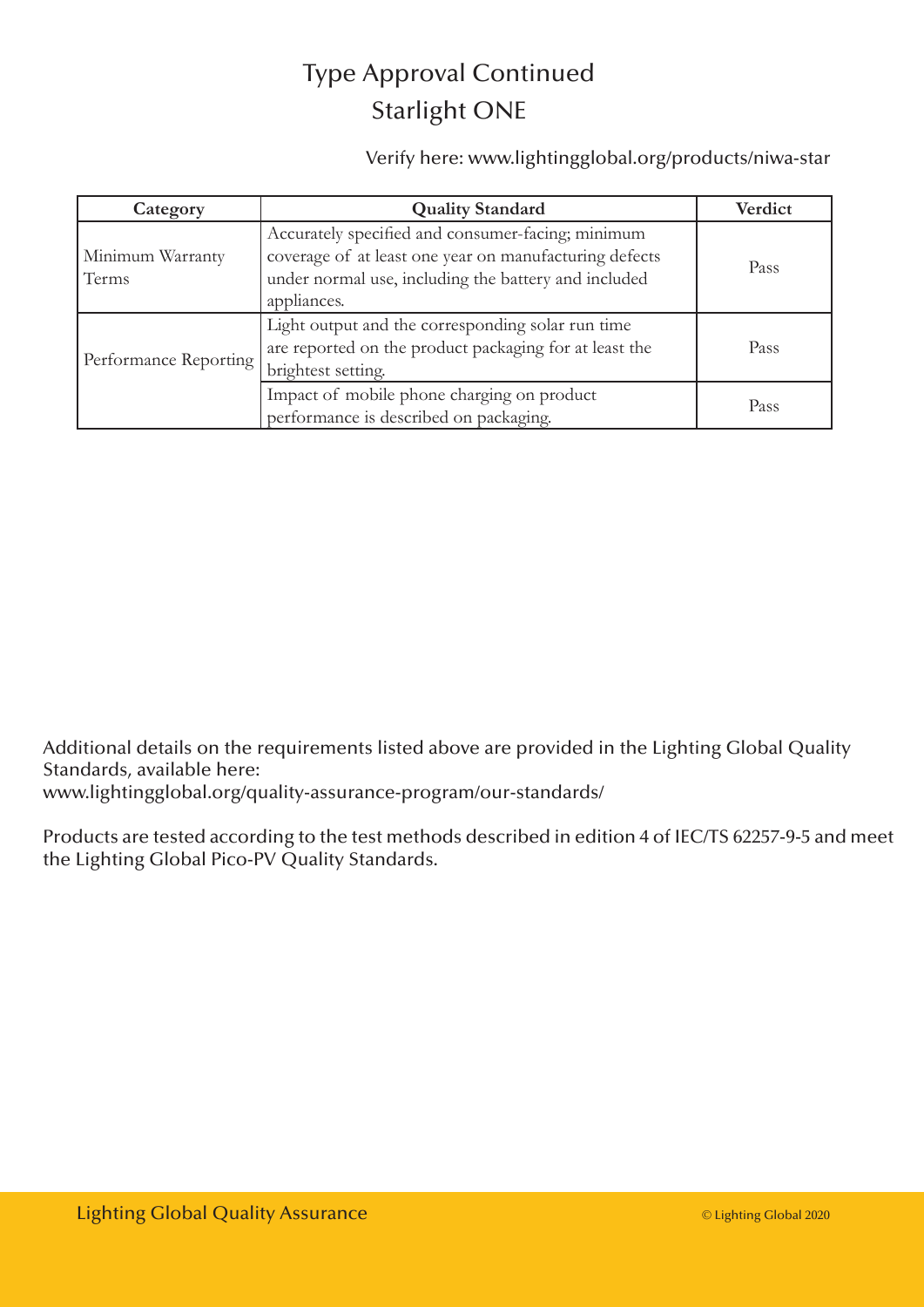# Type Approval Continued
## Starlight ONE

Verify here: www.lightingglobal.org/products/niwa-star

| Category | Quality Standard | Verdict |
|---|---|---|
| Minimum Warranty Terms | Accurately specified and consumer-facing; minimum coverage of at least one year on manufacturing defects under normal use, including the battery and included appliances. | Pass |
| Performance Reporting | Light output and the corresponding solar run time are reported on the product packaging for at least the brightest setting. | Pass |
| | Impact of mobile phone charging on product performance is described on packaging. | Pass |

Additional details on the requirements listed above are provided in the Lighting Global Quality Standards, available here:
www.lightingglobal.org/quality-assurance-program/our-standards/

Products are tested according to the test methods described in edition 4 of IEC/TS 62257-9-5 and meet the Lighting Global Pico-PV Quality Standards.